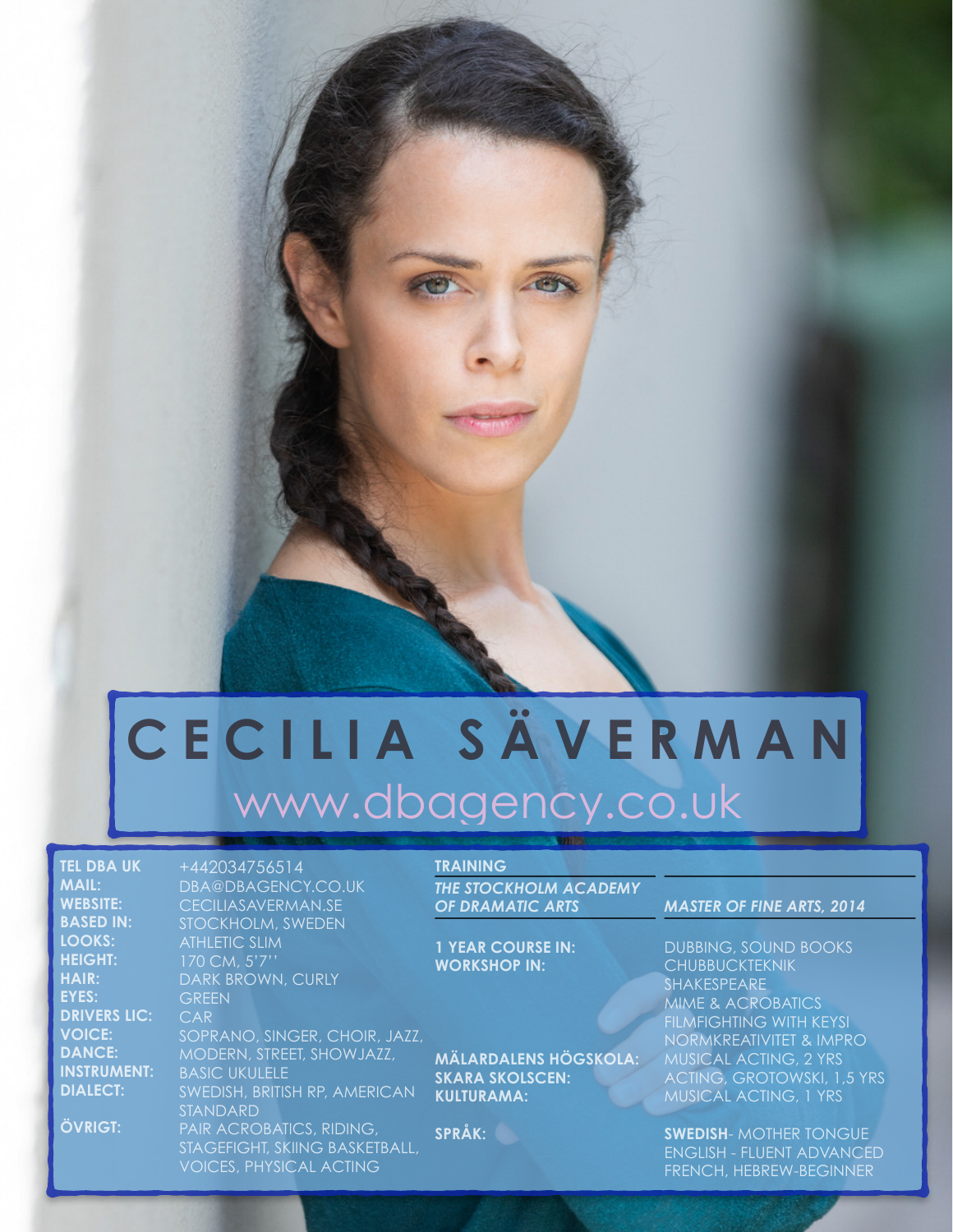# CECILIA SÄVERMAN

www.dbagency.co.uk

| | |
|---|---|
| **TEL DBA UK** | +442034756514 |
| **MAIL:** | DBA@DBAGENCY.CO.UK |
| **WEBSITE:** | CECILIASAVERMAN.SE |
| **BASED IN:** | STOCKHOLM, SWEDEN |
| **LOOKS:** | ATHLETIC SLIM |
| **HEIGHT:** | 170 CM, 5'7'' |
| **HAIR:** | DARK BROWN, CURLY |
| **EYES:** | GREEN |
| **DRIVERS LIC:** | CAR |
| **VOICE:** | SOPRANO, SINGER, CHOIR, JAZZ, |
| **DANCE:** | MODERN, STREET, SHOWJAZZ, |
| **INSTRUMENT:** | BASIC UKULELE |
| **DIALECT:** | SWEDISH, BRITISH RP, AMERICAN STANDARD |
| **ÖVRIGT:** | PAIR ACROBATICS, RIDING, STAGEFIGHT, SKIING BASKETBALL, VOICES, PHYSICAL ACTING |

## TRAINING

| | |
|---|---|
| ***THE STOCKHOLM ACADEMY OF DRAMATIC ARTS*** | ***MASTER OF FINE ARTS, 2014*** |
| **1 YEAR COURSE IN:** | DUBBING, SOUND BOOKS |
| **WORKSHOP IN:** | CHUBBUCKTEKNIK<br>SHAKESPEARE<br>MIME & ACROBATICS<br>FILMFIGHTING WITH KEYSI<br>NORMKREATIVITET & IMPRO |
| **MÄLARDALENS HÖGSKOLA:** | MUSICAL ACTING, 2 YRS |
| **SKARA SKOLSCEN:** | ACTING, GROTOWSKI, 1,5 YRS |
| **KULTURAMA:** | MUSICAL ACTING, 1 YRS |
| **SPRÅK:** | **SWEDISH**- MOTHER TONGUE<br>ENGLISH - FLUENT ADVANCED<br>FRENCH, HEBREW-BEGINNER |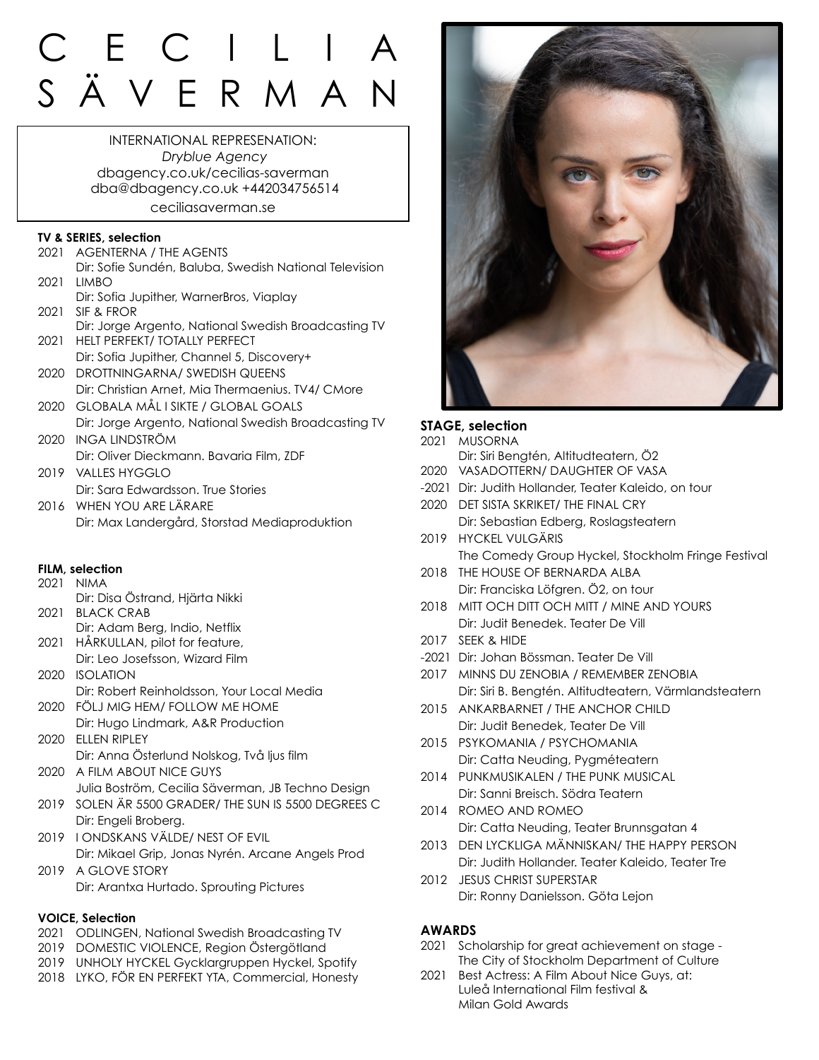# C E C I L I A S Ä V E R M A N

INTERNATIONAL REPRESENATION:
*Dryblue Agency*
dbagency.co.uk/cecilias-saverman
dba@dbagency.co.uk +442034756514
ceciliasaverman.se

**TV & SERIES, selection**

2021 AGENTERNA / THE AGENTS
Dir: Sofie Sundén, Baluba, Swedish National Television

2021 LIMBO
Dir: Sofia Jupither, WarnerBros, Viaplay

2021 SIF & FROR
Dir: Jorge Argento, National Swedish Broadcasting TV

2021 HELT PERFEKT/ TOTALLY PERFECT
Dir: Sofia Jupither, Channel 5, Discovery+

2020 DROTTNINGARNA/ SWEDISH QUEENS
Dir: Christian Arnet, Mia Thermaenius. TV4/ CMore

2020 GLOBALA MÅL I SIKTE / GLOBAL GOALS
Dir: Jorge Argento, National Swedish Broadcasting TV

2020 INGA LINDSTRÖM
Dir: Oliver Dieckmann. Bavaria Film, ZDF

2019 VALLES HYGGLO
Dir: Sara Edwardsson. True Stories

2016 WHEN YOU ARE LÄRARE
Dir: Max Landergård, Storstad Mediaproduktion

**FILM, selection**

2021 NIMA
Dir: Disa Östrand, Hjärta Nikki

2021 BLACK CRAB
Dir: Adam Berg, Indio, Netflix

2021 HÅRKULLAN, pilot for feature,
Dir: Leo Josefsson, Wizard Film

2020 ISOLATION
Dir: Robert Reinholdsson, Your Local Media

2020 FÖLJ MIG HEM/ FOLLOW ME HOME
Dir: Hugo Lindmark, A&R Production

2020 ELLEN RIPLEY
Dir: Anna Österlund Nolskog, Två ljus film

2020 A FILM ABOUT NICE GUYS
Julia Boström, Cecilia Säverman, JB Techno Design

2019 SOLEN ÄR 5500 GRADER/ THE SUN IS 5500 DEGREES C
Dir: Engeli Broberg.

2019 I ONDSKANS VÄLDE/ NEST OF EVIL
Dir: Mikael Grip, Jonas Nyrén. Arcane Angels Prod

2019 A GLOVE STORY
Dir: Arantxa Hurtado. Sprouting Pictures

**VOICE, Selection**

2021 ODLINGEN, National Swedish Broadcasting TV
2019 DOMESTIC VIOLENCE, Region Östergötland
2019 UNHOLY HYCKEL Gycklargruppen Hyckel, Spotify
2018 LYKO, FÖR EN PERFEKT YTA, Commercial, Honesty

**STAGE, selection**

2021 MUSORNA
Dir: Siri Bengtén, Altitudteatern, Ö2

2020 VASADOTTERN/ DAUGHTER OF VASA
-2021 Dir: Judith Hollander, Teater Kaleido, on tour

2020 DET SISTA SKRIKET/ THE FINAL CRY
Dir: Sebastian Edberg, Roslagsteatern

2019 HYCKEL VULGÄRIS
The Comedy Group Hyckel, Stockholm Fringe Festival

2018 THE HOUSE OF BERNARDA ALBA
Dir: Franciska Löfgren. Ö2, on tour

2018 MITT OCH DITT OCH MITT / MINE AND YOURS
Dir: Judit Benedek. Teater De Vill

2017 SEEK & HIDE
-2021 Dir: Johan Bössman. Teater De Vill

2017 MINNS DU ZENOBIA / REMEMBER ZENOBIA
Dir: Siri B. Bengtén. Altitudteatern, Värmlandsteatern

2015 ANKARBARNET / THE ANCHOR CHILD
Dir: Judit Benedek, Teater De Vill

2015 PSYKOMANIA / PSYCHOMANIA
Dir: Catta Neuding, Pygméteatern

2014 PUNKMUSIKALEN / THE PUNK MUSICAL
Dir: Sanni Breisch. Södra Teatern

2014 ROMEO AND ROMEO
Dir: Catta Neuding, Teater Brunnsgatan 4

2013 DEN LYCKLIGA MÄNNISKAN/ THE HAPPY PERSON
Dir: Judith Hollander. Teater Kaleido, Teater Tre

2012 JESUS CHRIST SUPERSTAR
Dir: Ronny Danielsson. Göta Lejon

**AWARDS**

2021 Scholarship for great achievement on stage - The City of Stockholm Department of Culture

2021 Best Actress: A Film About Nice Guys, at: Luleå International Film festival & Milan Gold Awards